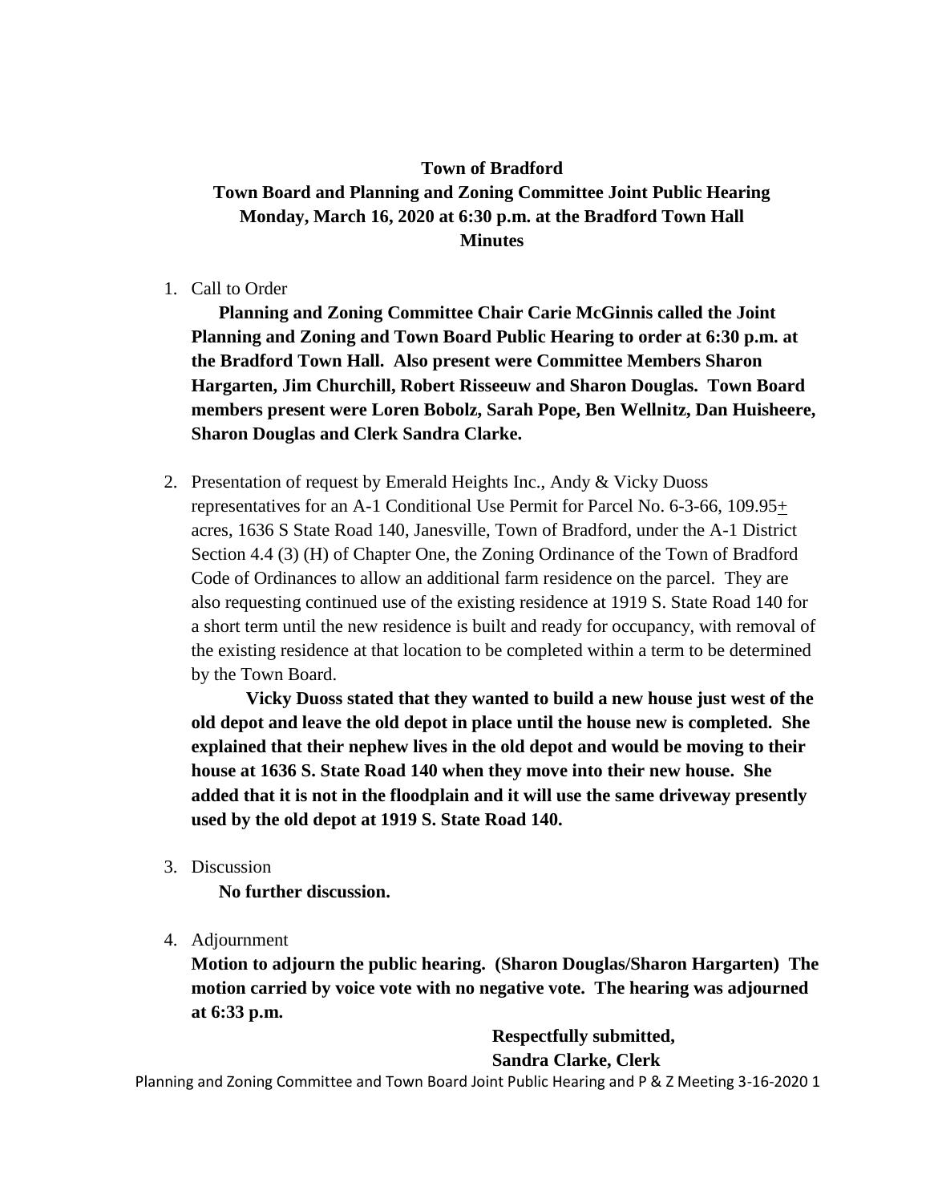# Town of Bradford

## Town Board and Planning and Zoning Committee Joint Public Hearing
## Monday, March 16, 2020 at 6:30 p.m. at the Bradford Town Hall
## Minutes

1. Call to Order

   **Planning and Zoning Committee Chair Carie McGinnis called the Joint Planning and Zoning and Town Board Public Hearing to order at 6:30 p.m. at the Bradford Town Hall. Also present were Committee Members Sharon Hargarten, Jim Churchill, Robert Risseeuw and Sharon Douglas. Town Board members present were Loren Bobolz, Sarah Pope, Ben Wellnitz, Dan Huisheere, Sharon Douglas and Clerk Sandra Clarke.**

2. Presentation of request by Emerald Heights Inc., Andy & Vicky Duoss representatives for an A-1 Conditional Use Permit for Parcel No. 6-3-66, 109.95± acres, 1636 S State Road 140, Janesville, Town of Bradford, under the A-1 District Section 4.4 (3) (H) of Chapter One, the Zoning Ordinance of the Town of Bradford Code of Ordinances to allow an additional farm residence on the parcel. They are also requesting continued use of the existing residence at 1919 S. State Road 140 for a short term until the new residence is built and ready for occupancy, with removal of the existing residence at that location to be completed within a term to be determined by the Town Board.

   **Vicky Duoss stated that they wanted to build a new house just west of the old depot and leave the old depot in place until the house new is completed. She explained that their nephew lives in the old depot and would be moving to their house at 1636 S. State Road 140 when they move into their new house. She added that it is not in the floodplain and it will use the same driveway presently used by the old depot at 1919 S. State Road 140.**

3. Discussion

   **No further discussion.**

4. Adjournment

   **Motion to adjourn the public hearing. (Sharon Douglas/Sharon Hargarten) The motion carried by voice vote with no negative vote. The hearing was adjourned at 6:33 p.m.**

**Respectfully submitted,**
**Sandra Clarke, Clerk**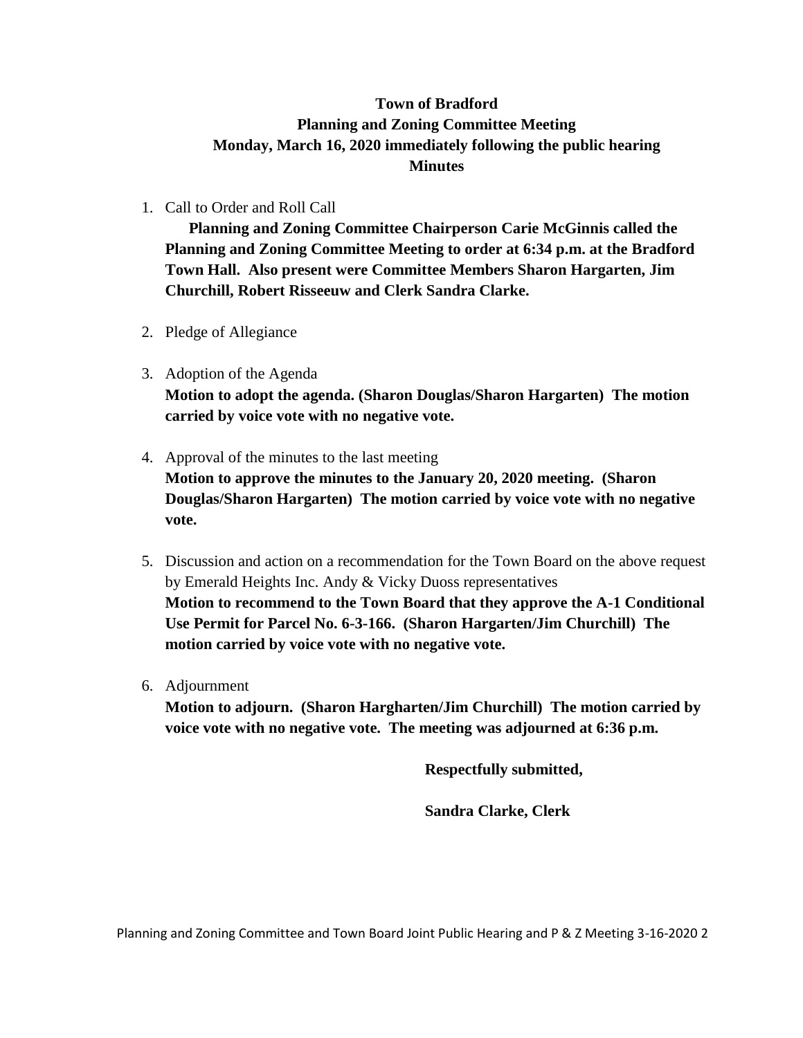**Town of Bradford**
**Planning and Zoning Committee Meeting**
**Monday, March 16, 2020 immediately following the public hearing**
**Minutes**

1. Call to Order and Roll Call
   **Planning and Zoning Committee Chairperson Carie McGinnis called the Planning and Zoning Committee Meeting to order at 6:34 p.m. at the Bradford Town Hall. Also present were Committee Members Sharon Hargarten, Jim Churchill, Robert Risseeuw and Clerk Sandra Clarke.**

2. Pledge of Allegiance

3. Adoption of the Agenda
   **Motion to adopt the agenda. (Sharon Douglas/Sharon Hargarten) The motion carried by voice vote with no negative vote.**

4. Approval of the minutes to the last meeting
   **Motion to approve the minutes to the January 20, 2020 meeting. (Sharon Douglas/Sharon Hargarten) The motion carried by voice vote with no negative vote.**

5. Discussion and action on a recommendation for the Town Board on the above request by Emerald Heights Inc. Andy & Vicky Duoss representatives
   **Motion to recommend to the Town Board that they approve the A-1 Conditional Use Permit for Parcel No. 6-3-166. (Sharon Hargarten/Jim Churchill) The motion carried by voice vote with no negative vote.**

6. Adjournment
   **Motion to adjourn. (Sharon Hargharten/Jim Churchill) The motion carried by voice vote with no negative vote. The meeting was adjourned at 6:36 p.m.**

**Respectfully submitted,**

**Sandra Clarke, Clerk**